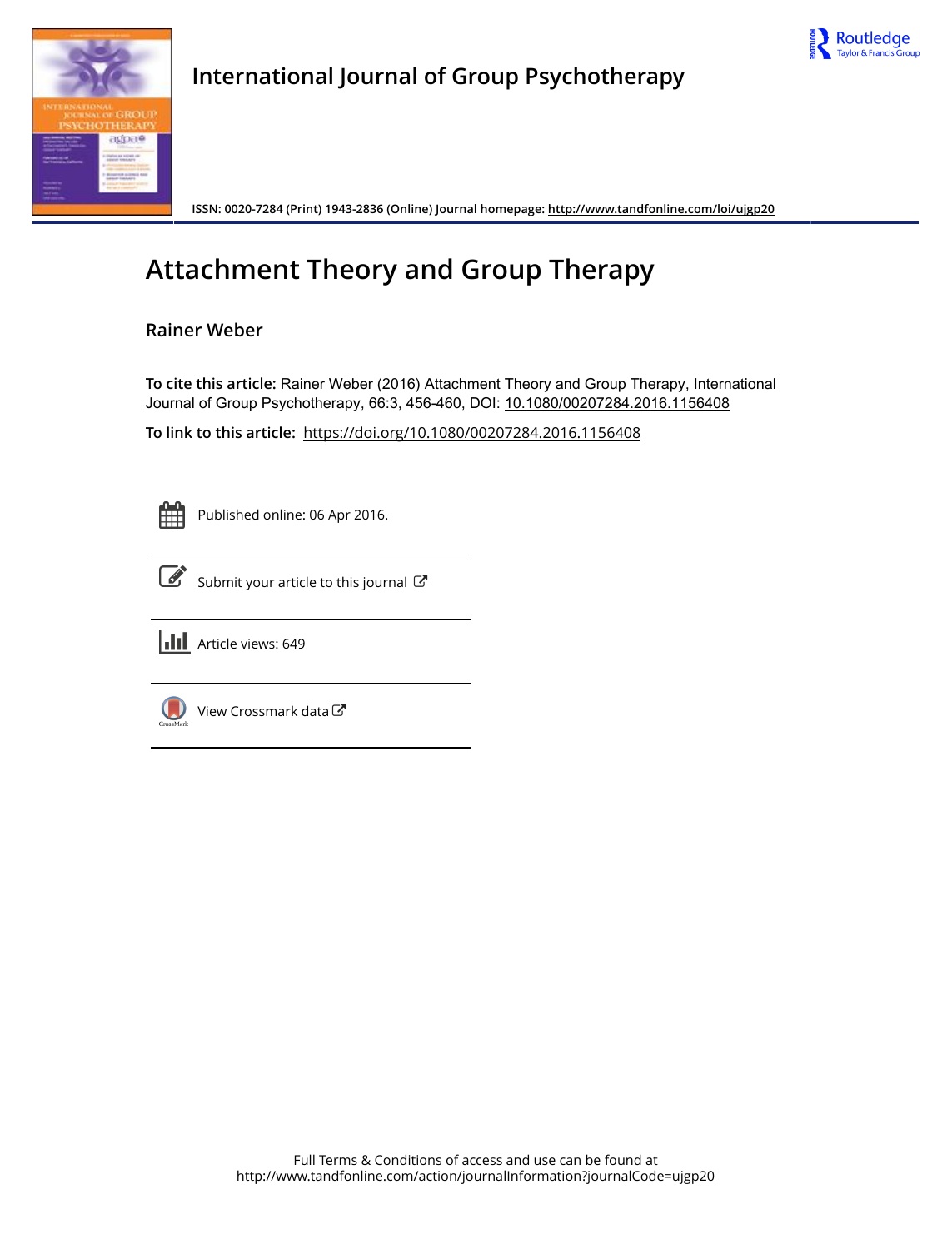International Journal of Group Psychotherapy

ISSN: 0020-7284 (Print) 1943-2836 (Online) Journal homepage: http://www.tandfonline.com/loi/ujgp20

# Attachment Theory and Group Therapy

**Rainer Weber**

**To cite this article:** Rainer Weber (2016) Attachment Theory and Group Therapy, International Journal of Group Psychotherapy, 66:3, 456-460, DOI: 10.1080/00207284.2016.1156408

**To link to this article:** https://doi.org/10.1080/00207284.2016.1156408

Published online: 06 Apr 2016.

Submit your article to this journal

Article views: 649

View Crossmark data

Full Terms & Conditions of access and use can be found at
http://www.tandfonline.com/action/journalInformation?journalCode=ujgp20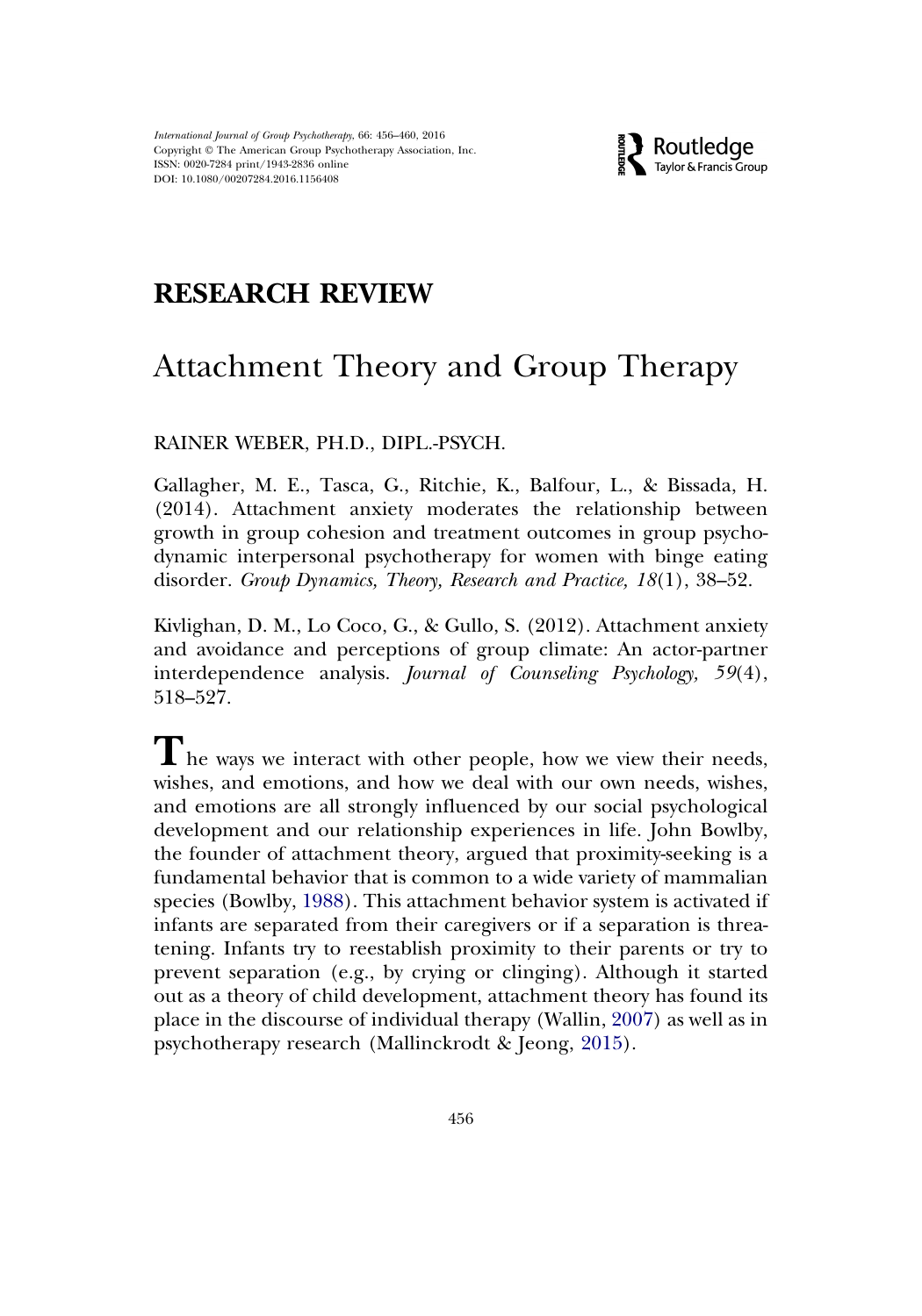# RESEARCH REVIEW

## Attachment Theory and Group Therapy

RAINER WEBER, PH.D., DIPL.-PSYCH.

Gallagher, M. E., Tasca, G., Ritchie, K., Balfour, L., & Bissada, H. (2014). Attachment anxiety moderates the relationship between growth in group cohesion and treatment outcomes in group psychodynamic interpersonal psychotherapy for women with binge eating disorder. *Group Dynamics, Theory, Research and Practice, 18*(1), 38–52.

Kivlighan, D. M., Lo Coco, G., & Gullo, S. (2012). Attachment anxiety and avoidance and perceptions of group climate: An actor-partner interdependence analysis. *Journal of Counseling Psychology, 59*(4), 518–527.

The ways we interact with other people, how we view their needs, wishes, and emotions, and how we deal with our own needs, wishes, and emotions are all strongly influenced by our social psychological development and our relationship experiences in life. John Bowlby, the founder of attachment theory, argued that proximity-seeking is a fundamental behavior that is common to a wide variety of mammalian species (Bowlby, 1988). This attachment behavior system is activated if infants are separated from their caregivers or if a separation is threatening. Infants try to reestablish proximity to their parents or try to prevent separation (e.g., by crying or clinging). Although it started out as a theory of child development, attachment theory has found its place in the discourse of individual therapy (Wallin, 2007) as well as in psychotherapy research (Mallinckrodt & Jeong, 2015).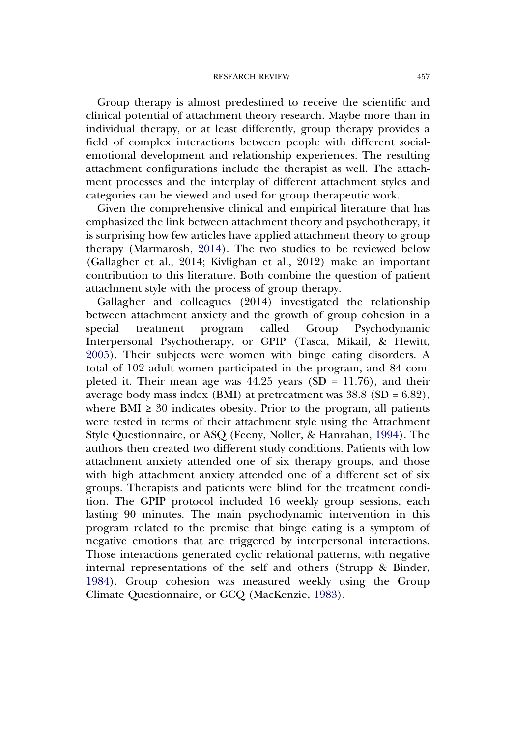Group therapy is almost predestined to receive the scientific and clinical potential of attachment theory research. Maybe more than in individual therapy, or at least differently, group therapy provides a field of complex interactions between people with different social-emotional development and relationship experiences. The resulting attachment configurations include the therapist as well. The attachment processes and the interplay of different attachment styles and categories can be viewed and used for group therapeutic work.

Given the comprehensive clinical and empirical literature that has emphasized the link between attachment theory and psychotherapy, it is surprising how few articles have applied attachment theory to group therapy (Marmarosh, 2014). The two studies to be reviewed below (Gallagher et al., 2014; Kivlighan et al., 2012) make an important contribution to this literature. Both combine the question of patient attachment style with the process of group therapy.

Gallagher and colleagues (2014) investigated the relationship between attachment anxiety and the growth of group cohesion in a special treatment program called Group Psychodynamic Interpersonal Psychotherapy, or GPIP (Tasca, Mikail, & Hewitt, 2005). Their subjects were women with binge eating disorders. A total of 102 adult women participated in the program, and 84 completed it. Their mean age was 44.25 years (SD = 11.76), and their average body mass index (BMI) at pretreatment was 38.8 (SD = 6.82), where BMI ≥ 30 indicates obesity. Prior to the program, all patients were tested in terms of their attachment style using the Attachment Style Questionnaire, or ASQ (Feeny, Noller, & Hanrahan, 1994). The authors then created two different study conditions. Patients with low attachment anxiety attended one of six therapy groups, and those with high attachment anxiety attended one of a different set of six groups. Therapists and patients were blind for the treatment condition. The GPIP protocol included 16 weekly group sessions, each lasting 90 minutes. The main psychodynamic intervention in this program related to the premise that binge eating is a symptom of negative emotions that are triggered by interpersonal interactions. Those interactions generated cyclic relational patterns, with negative internal representations of the self and others (Strupp & Binder, 1984). Group cohesion was measured weekly using the Group Climate Questionnaire, or GCQ (MacKenzie, 1983).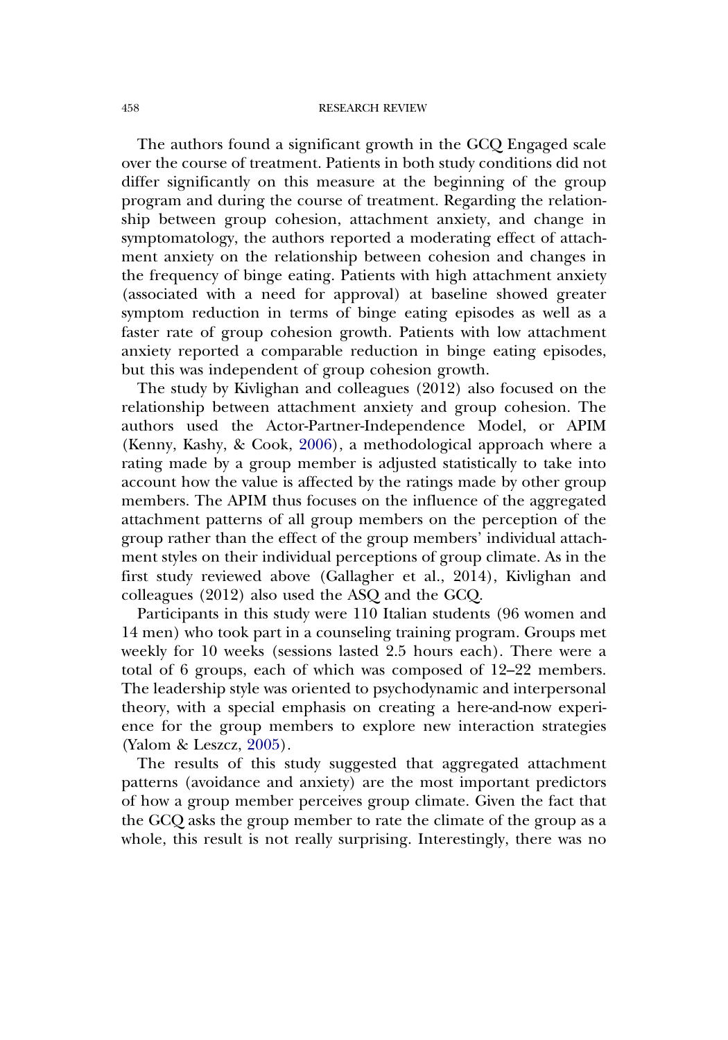The authors found a significant growth in the GCQ Engaged scale over the course of treatment. Patients in both study conditions did not differ significantly on this measure at the beginning of the group program and during the course of treatment. Regarding the relationship between group cohesion, attachment anxiety, and change in symptomatology, the authors reported a moderating effect of attachment anxiety on the relationship between cohesion and changes in the frequency of binge eating. Patients with high attachment anxiety (associated with a need for approval) at baseline showed greater symptom reduction in terms of binge eating episodes as well as a faster rate of group cohesion growth. Patients with low attachment anxiety reported a comparable reduction in binge eating episodes, but this was independent of group cohesion growth.

The study by Kivlighan and colleagues (2012) also focused on the relationship between attachment anxiety and group cohesion. The authors used the Actor-Partner-Independence Model, or APIM (Kenny, Kashy, & Cook, 2006), a methodological approach where a rating made by a group member is adjusted statistically to take into account how the value is affected by the ratings made by other group members. The APIM thus focuses on the influence of the aggregated attachment patterns of all group members on the perception of the group rather than the effect of the group members' individual attachment styles on their individual perceptions of group climate. As in the first study reviewed above (Gallagher et al., 2014), Kivlighan and colleagues (2012) also used the ASQ and the GCQ.

Participants in this study were 110 Italian students (96 women and 14 men) who took part in a counseling training program. Groups met weekly for 10 weeks (sessions lasted 2.5 hours each). There were a total of 6 groups, each of which was composed of 12–22 members. The leadership style was oriented to psychodynamic and interpersonal theory, with a special emphasis on creating a here-and-now experience for the group members to explore new interaction strategies (Yalom & Leszcz, 2005).

The results of this study suggested that aggregated attachment patterns (avoidance and anxiety) are the most important predictors of how a group member perceives group climate. Given the fact that the GCQ asks the group member to rate the climate of the group as a whole, this result is not really surprising. Interestingly, there was no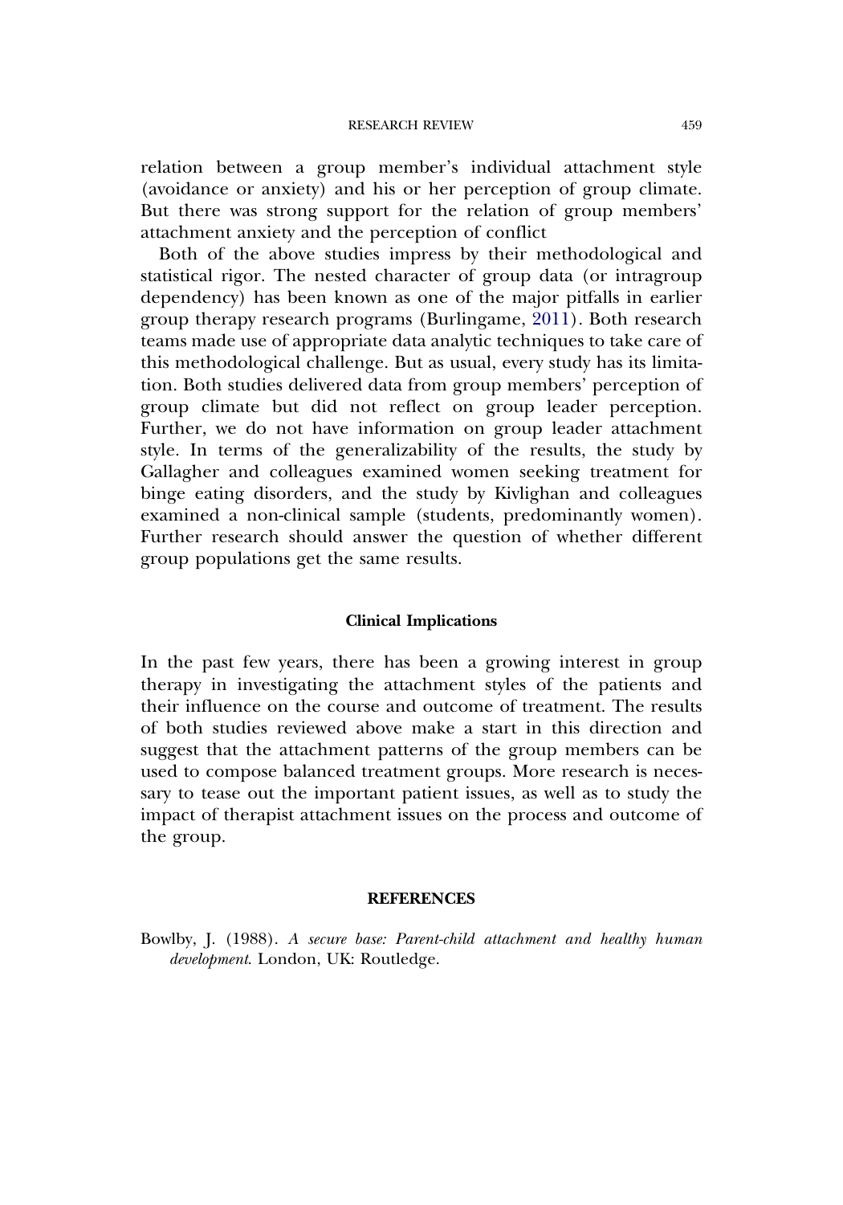relation between a group member's individual attachment style (avoidance or anxiety) and his or her perception of group climate. But there was strong support for the relation of group members' attachment anxiety and the perception of conflict

Both of the above studies impress by their methodological and statistical rigor. The nested character of group data (or intragroup dependency) has been known as one of the major pitfalls in earlier group therapy research programs (Burlingame, 2011). Both research teams made use of appropriate data analytic techniques to take care of this methodological challenge. But as usual, every study has its limitation. Both studies delivered data from group members' perception of group climate but did not reflect on group leader perception. Further, we do not have information on group leader attachment style. In terms of the generalizability of the results, the study by Gallagher and colleagues examined women seeking treatment for binge eating disorders, and the study by Kivlighan and colleagues examined a non-clinical sample (students, predominantly women). Further research should answer the question of whether different group populations get the same results.

## Clinical Implications

In the past few years, there has been a growing interest in group therapy in investigating the attachment styles of the patients and their influence on the course and outcome of treatment. The results of both studies reviewed above make a start in this direction and suggest that the attachment patterns of the group members can be used to compose balanced treatment groups. More research is necessary to tease out the important patient issues, as well as to study the impact of therapist attachment issues on the process and outcome of the group.

## REFERENCES

Bowlby, J. (1988). *A secure base: Parent-child attachment and healthy human development*. London, UK: Routledge.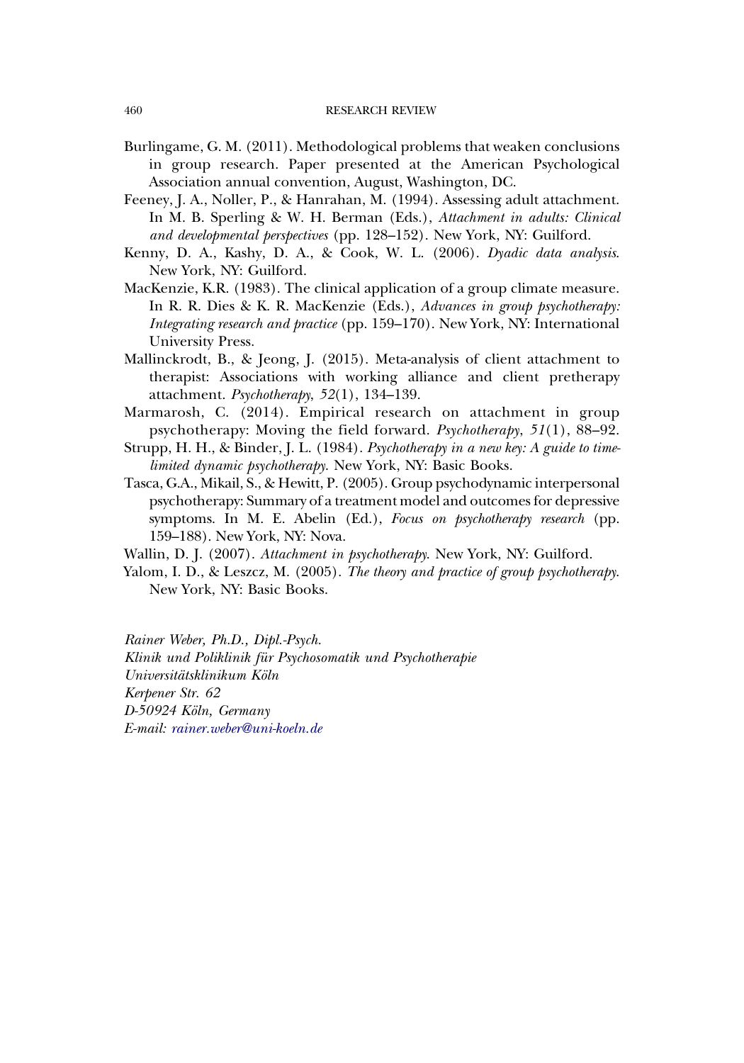Burlingame, G. M. (2011). Methodological problems that weaken conclusions in group research. Paper presented at the American Psychological Association annual convention, August, Washington, DC.

Feeney, J. A., Noller, P., & Hanrahan, M. (1994). Assessing adult attachment. In M. B. Sperling & W. H. Berman (Eds.), *Attachment in adults: Clinical and developmental perspectives* (pp. 128–152). New York, NY: Guilford.

Kenny, D. A., Kashy, D. A., & Cook, W. L. (2006). *Dyadic data analysis*. New York, NY: Guilford.

MacKenzie, K.R. (1983). The clinical application of a group climate measure. In R. R. Dies & K. R. MacKenzie (Eds.), *Advances in group psychotherapy: Integrating research and practice* (pp. 159–170). New York, NY: International University Press.

Mallinckrodt, B., & Jeong, J. (2015). Meta-analysis of client attachment to therapist: Associations with working alliance and client pretherapy attachment. *Psychotherapy*, *52*(1), 134–139.

Marmarosh, C. (2014). Empirical research on attachment in group psychotherapy: Moving the field forward. *Psychotherapy*, *51*(1), 88–92.

Strupp, H. H., & Binder, J. L. (1984). *Psychotherapy in a new key: A guide to time-limited dynamic psychotherapy*. New York, NY: Basic Books.

Tasca, G.A., Mikail, S., & Hewitt, P. (2005). Group psychodynamic interpersonal psychotherapy: Summary of a treatment model and outcomes for depressive symptoms. In M. E. Abelin (Ed.), *Focus on psychotherapy research* (pp. 159–188). New York, NY: Nova.

Wallin, D. J. (2007). *Attachment in psychotherapy*. New York, NY: Guilford.

Yalom, I. D., & Leszcz, M. (2005). *The theory and practice of group psychotherapy*. New York, NY: Basic Books.

*Rainer Weber, Ph.D., Dipl.-Psych.*
*Klinik und Poliklinik für Psychosomatik und Psychotherapie*
*Universitätsklinikum Köln*
*Kerpener Str. 62*
*D-50924 Köln, Germany*
*E-mail: rainer.weber@uni-koeln.de*